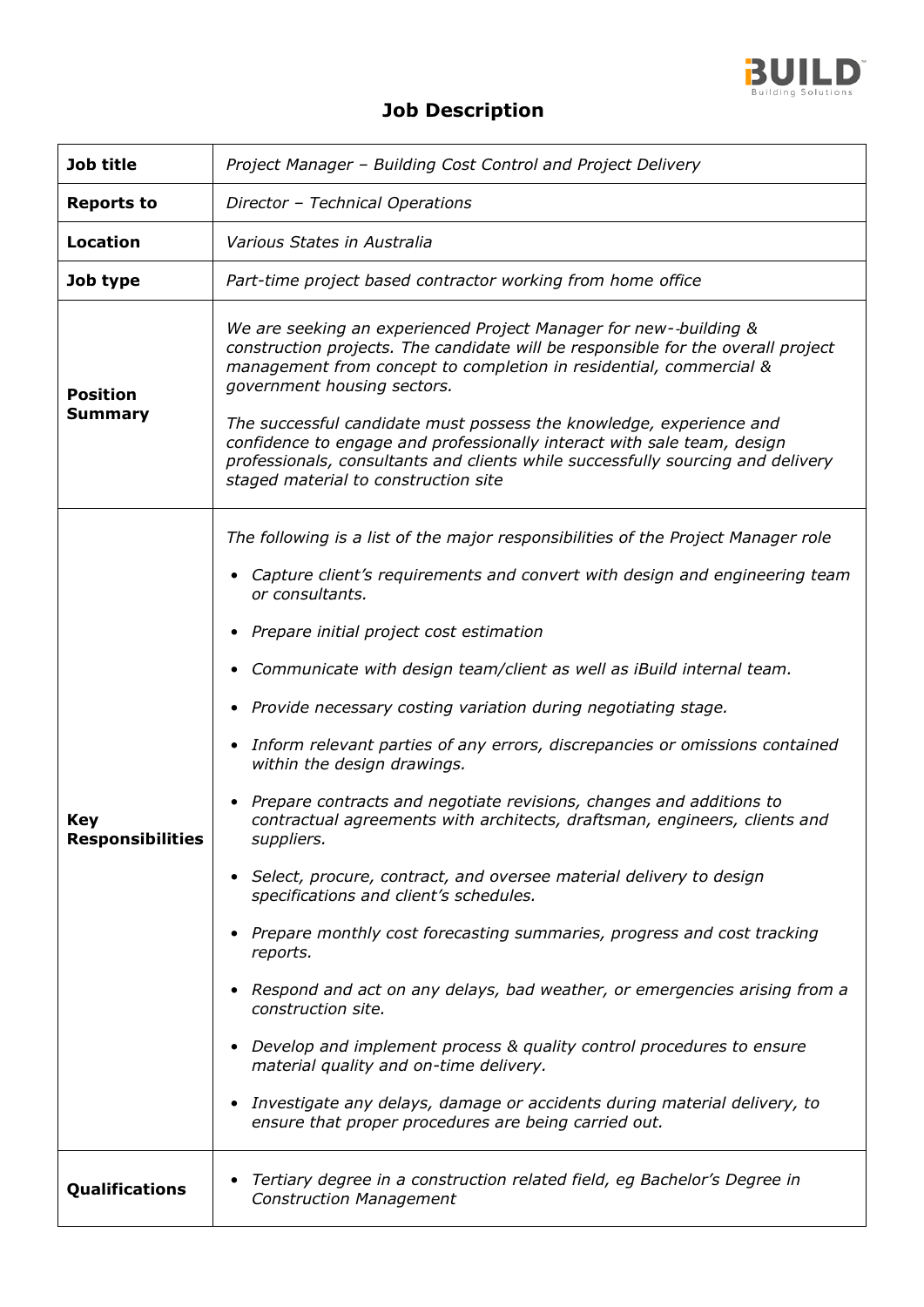# Job Description

| | |
|---|---|
| **Job title** | *Project Manager – Building Cost Control and Project Delivery* |
| **Reports to** | *Director – Technical Operations* |
| **Location** | *Various States in Australia* |
| **Job type** | *Part-time project based contractor working from home office* |
| **Position Summary** | *We are seeking an experienced Project Manager for new--building & construction projects. The candidate will be responsible for the overall project management from concept to completion in residential, commercial & government housing sectors.*<br><br>*The successful candidate must possess the knowledge, experience and confidence to engage and professionally interact with sale team, design professionals, consultants and clients while successfully sourcing and delivery staged material to construction site* |
| **Key Responsibilities** | *The following is a list of the major responsibilities of the Project Manager role*<br><br>• *Capture client's requirements and convert with design and engineering team or consultants.*<br>• *Prepare initial project cost estimation*<br>• *Communicate with design team/client as well as iBuild internal team.*<br>• *Provide necessary costing variation during negotiating stage.*<br>• *Inform relevant parties of any errors, discrepancies or omissions contained within the design drawings.*<br>• *Prepare contracts and negotiate revisions, changes and additions to contractual agreements with architects, draftsman, engineers, clients and suppliers.*<br>• *Select, procure, contract, and oversee material delivery to design specifications and client's schedules.*<br>• *Prepare monthly cost forecasting summaries, progress and cost tracking reports.*<br>• *Respond and act on any delays, bad weather, or emergencies arising from a construction site.*<br>• *Develop and implement process & quality control procedures to ensure material quality and on-time delivery.*<br>• *Investigate any delays, damage or accidents during material delivery, to ensure that proper procedures are being carried out.* |
| **Qualifications** | • *Tertiary degree in a construction related field, eg Bachelor's Degree in Construction Management* |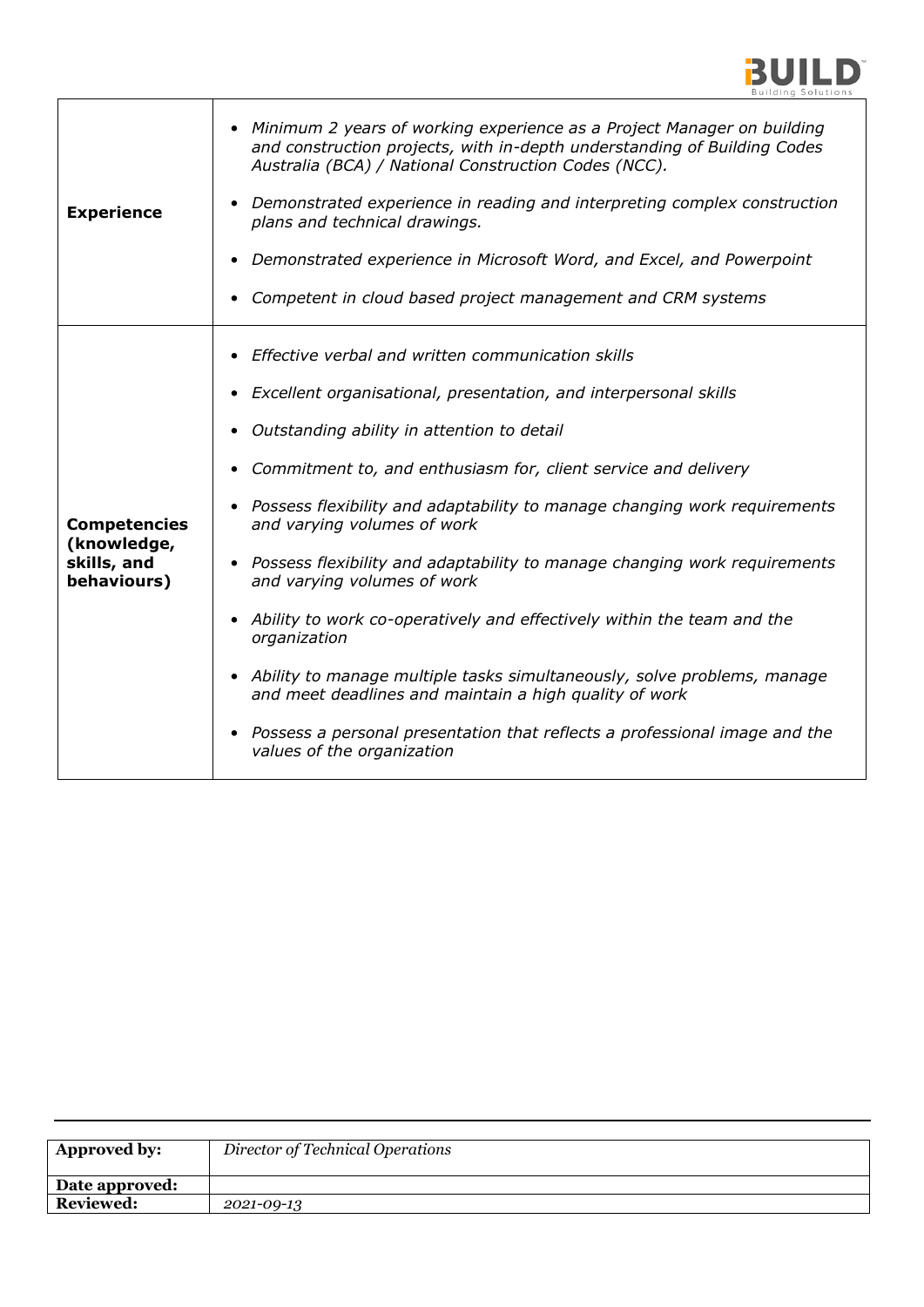| | |
|---|---|
| **Experience** | • *Minimum 2 years of working experience as a Project Manager on building and construction projects, with in-depth understanding of Building Codes Australia (BCA) / National Construction Codes (NCC).*<br>• *Demonstrated experience in reading and interpreting complex construction plans and technical drawings.*<br>• *Demonstrated experience in Microsoft Word, and Excel, and Powerpoint*<br>• *Competent in cloud based project management and CRM systems* |
| **Competencies (knowledge, skills, and behaviours)** | • *Effective verbal and written communication skills*<br>• *Excellent organisational, presentation, and interpersonal skills*<br>• *Outstanding ability in attention to detail*<br>• *Commitment to, and enthusiasm for, client service and delivery*<br>• *Possess flexibility and adaptability to manage changing work requirements and varying volumes of work*<br>• *Possess flexibility and adaptability to manage changing work requirements and varying volumes of work*<br>• *Ability to work co-operatively and effectively within the team and the organization*<br>• *Ability to manage multiple tasks simultaneously, solve problems, manage and meet deadlines and maintain a high quality of work*<br>• *Possess a personal presentation that reflects a professional image and the values of the organization* |

| | |
|---|---|
| **Approved by:** | *Director of Technical Operations* |
| **Date approved:** | |
| **Reviewed:** | *2021-09-13* |